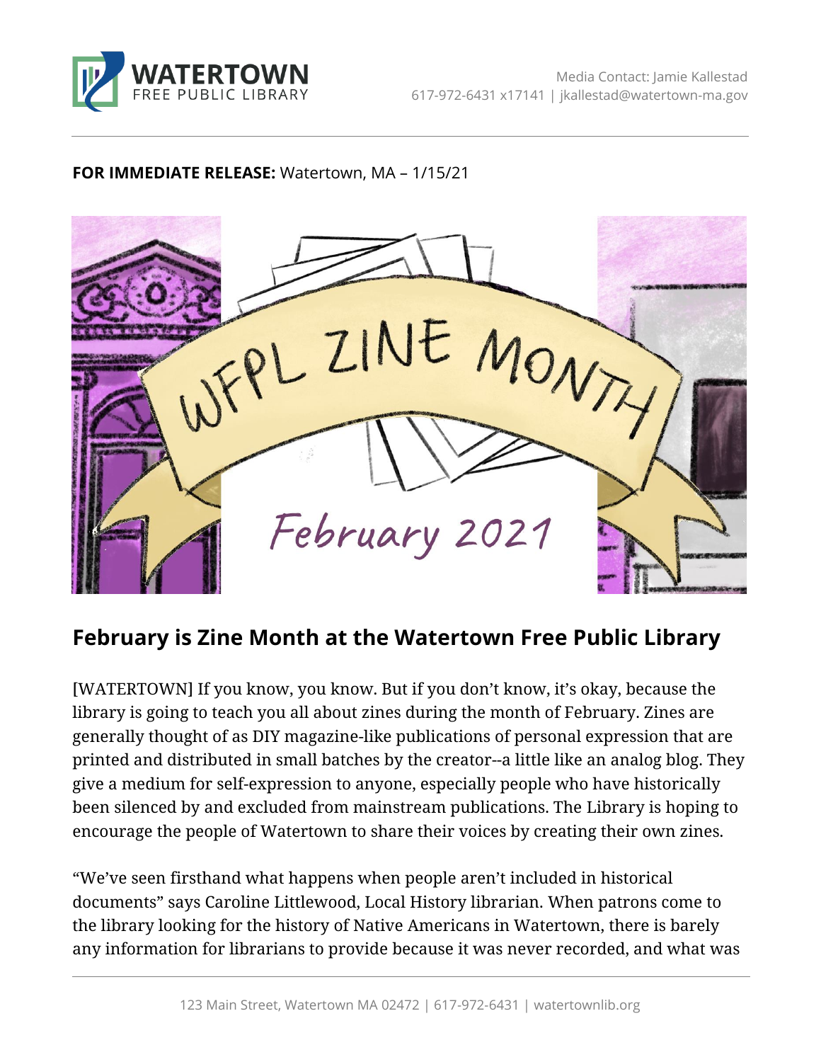Media Contact: Jamie Kallestad
617-972-6431 x17141 | jkallestad@watertown-ma.gov

**FOR IMMEDIATE RELEASE:** Watertown, MA – 1/15/21

## February is Zine Month at the Watertown Free Public Library

[WATERTOWN] If you know, you know. But if you don't know, it's okay, because the library is going to teach you all about zines during the month of February. Zines are generally thought of as DIY magazine-like publications of personal expression that are printed and distributed in small batches by the creator--a little like an analog blog. They give a medium for self-expression to anyone, especially people who have historically been silenced by and excluded from mainstream publications. The Library is hoping to encourage the people of Watertown to share their voices by creating their own zines.

"We've seen firsthand what happens when people aren't included in historical documents" says Caroline Littlewood, Local History librarian. When patrons come to the library looking for the history of Native Americans in Watertown, there is barely any information for librarians to provide because it was never recorded, and what was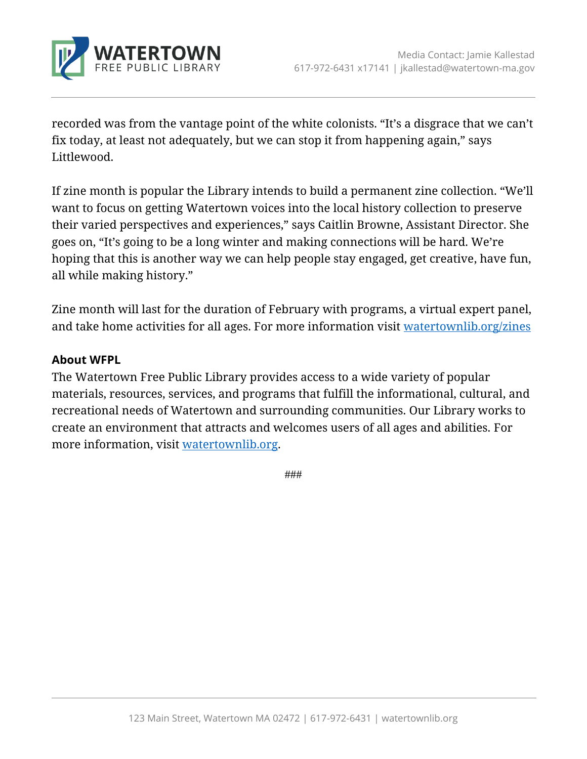recorded was from the vantage point of the white colonists. “It’s a disgrace that we can’t fix today, at least not adequately, but we can stop it from happening again,” says Littlewood.

If zine month is popular the Library intends to build a permanent zine collection. “We’ll want to focus on getting Watertown voices into the local history collection to preserve their varied perspectives and experiences,” says Caitlin Browne, Assistant Director. She goes on, “It’s going to be a long winter and making connections will be hard. We’re hoping that this is another way we can help people stay engaged, get creative, have fun, all while making history.”

Zine month will last for the duration of February with programs, a virtual expert panel, and take home activities for all ages. For more information visit [watertownlib.org/zines](watertownlib.org/zines)

**About WFPL**

The Watertown Free Public Library provides access to a wide variety of popular materials, resources, services, and programs that fulfill the informational, cultural, and recreational needs of Watertown and surrounding communities. Our Library works to create an environment that attracts and welcomes users of all ages and abilities. For more information, visit [watertownlib.org](watertownlib.org).

###